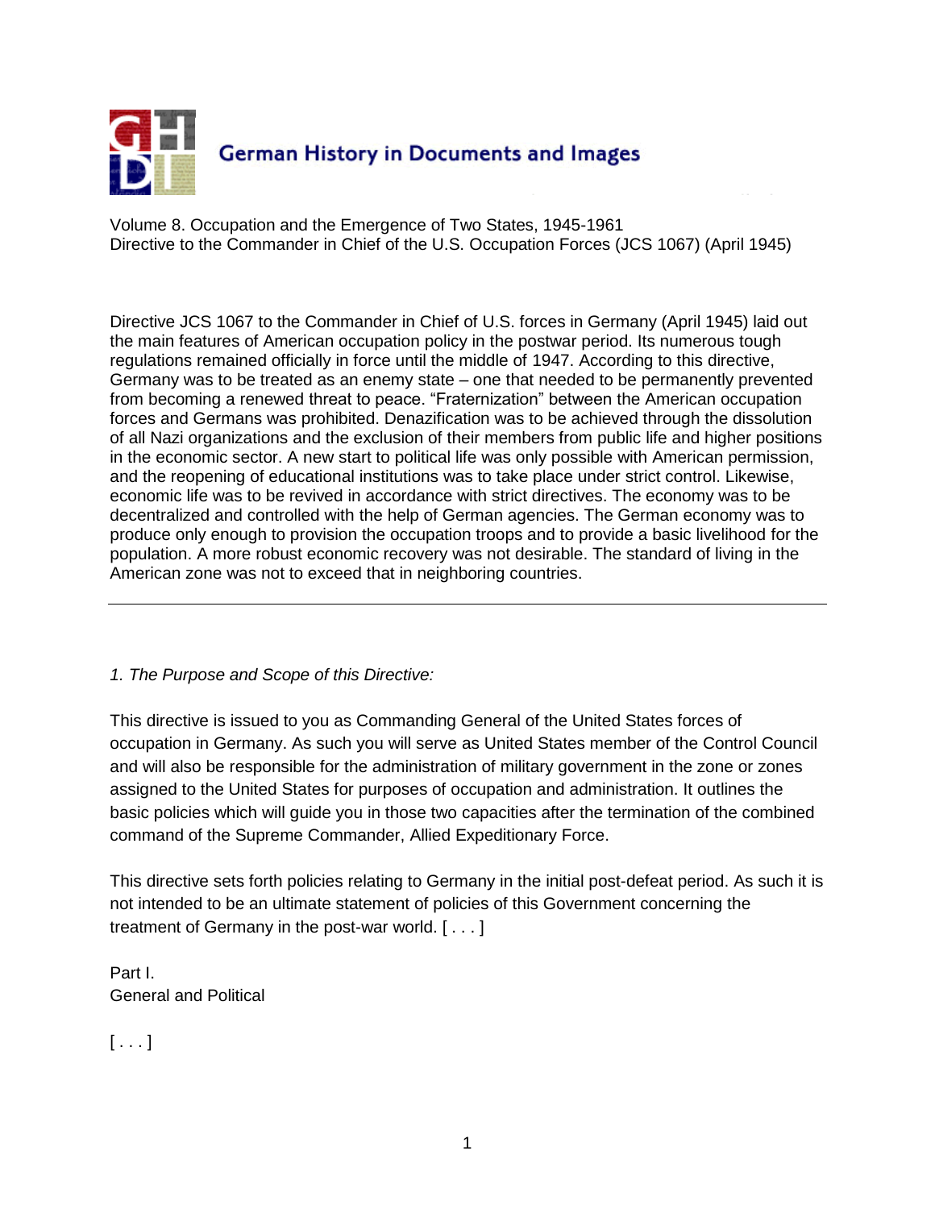German History in Documents and Images

Volume 8. Occupation and the Emergence of Two States, 1945-1961
Directive to the Commander in Chief of the U.S. Occupation Forces (JCS 1067) (April 1945)

Directive JCS 1067 to the Commander in Chief of U.S. forces in Germany (April 1945) laid out the main features of American occupation policy in the postwar period. Its numerous tough regulations remained officially in force until the middle of 1947. According to this directive, Germany was to be treated as an enemy state – one that needed to be permanently prevented from becoming a renewed threat to peace. "Fraternization" between the American occupation forces and Germans was prohibited. Denazification was to be achieved through the dissolution of all Nazi organizations and the exclusion of their members from public life and higher positions in the economic sector. A new start to political life was only possible with American permission, and the reopening of educational institutions was to take place under strict control. Likewise, economic life was to be revived in accordance with strict directives. The economy was to be decentralized and controlled with the help of German agencies. The German economy was to produce only enough to provision the occupation troops and to provide a basic livelihood for the population. A more robust economic recovery was not desirable. The standard of living in the American zone was not to exceed that in neighboring countries.

---

*1. The Purpose and Scope of this Directive:*

This directive is issued to you as Commanding General of the United States forces of occupation in Germany. As such you will serve as United States member of the Control Council and will also be responsible for the administration of military government in the zone or zones assigned to the United States for purposes of occupation and administration. It outlines the basic policies which will guide you in those two capacities after the termination of the combined command of the Supreme Commander, Allied Expeditionary Force.

This directive sets forth policies relating to Germany in the initial post-defeat period. As such it is not intended to be an ultimate statement of policies of this Government concerning the treatment of Germany in the post-war world. [ . . . ]

Part I.
General and Political

[ . . . ]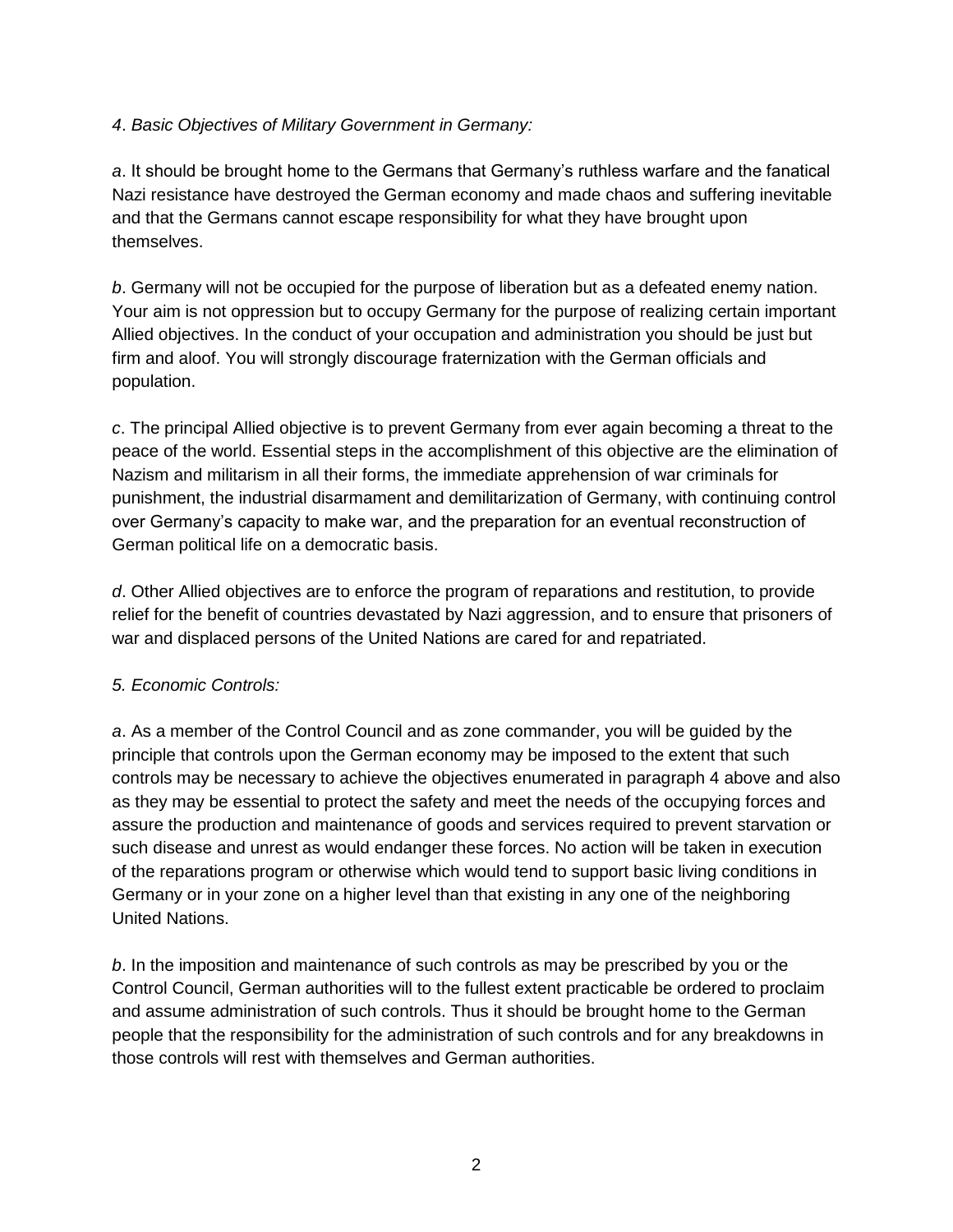*4*. *Basic Objectives of Military Government in Germany:*

*a*. It should be brought home to the Germans that Germany's ruthless warfare and the fanatical Nazi resistance have destroyed the German economy and made chaos and suffering inevitable and that the Germans cannot escape responsibility for what they have brought upon themselves.

*b*. Germany will not be occupied for the purpose of liberation but as a defeated enemy nation. Your aim is not oppression but to occupy Germany for the purpose of realizing certain important Allied objectives. In the conduct of your occupation and administration you should be just but firm and aloof. You will strongly discourage fraternization with the German officials and population.

*c*. The principal Allied objective is to prevent Germany from ever again becoming a threat to the peace of the world. Essential steps in the accomplishment of this objective are the elimination of Nazism and militarism in all their forms, the immediate apprehension of war criminals for punishment, the industrial disarmament and demilitarization of Germany, with continuing control over Germany's capacity to make war, and the preparation for an eventual reconstruction of German political life on a democratic basis.

*d*. Other Allied objectives are to enforce the program of reparations and restitution, to provide relief for the benefit of countries devastated by Nazi aggression, and to ensure that prisoners of war and displaced persons of the United Nations are cared for and repatriated.

*5. Economic Controls:*

*a*. As a member of the Control Council and as zone commander, you will be guided by the principle that controls upon the German economy may be imposed to the extent that such controls may be necessary to achieve the objectives enumerated in paragraph 4 above and also as they may be essential to protect the safety and meet the needs of the occupying forces and assure the production and maintenance of goods and services required to prevent starvation or such disease and unrest as would endanger these forces. No action will be taken in execution of the reparations program or otherwise which would tend to support basic living conditions in Germany or in your zone on a higher level than that existing in any one of the neighboring United Nations.

*b*. In the imposition and maintenance of such controls as may be prescribed by you or the Control Council, German authorities will to the fullest extent practicable be ordered to proclaim and assume administration of such controls. Thus it should be brought home to the German people that the responsibility for the administration of such controls and for any breakdowns in those controls will rest with themselves and German authorities.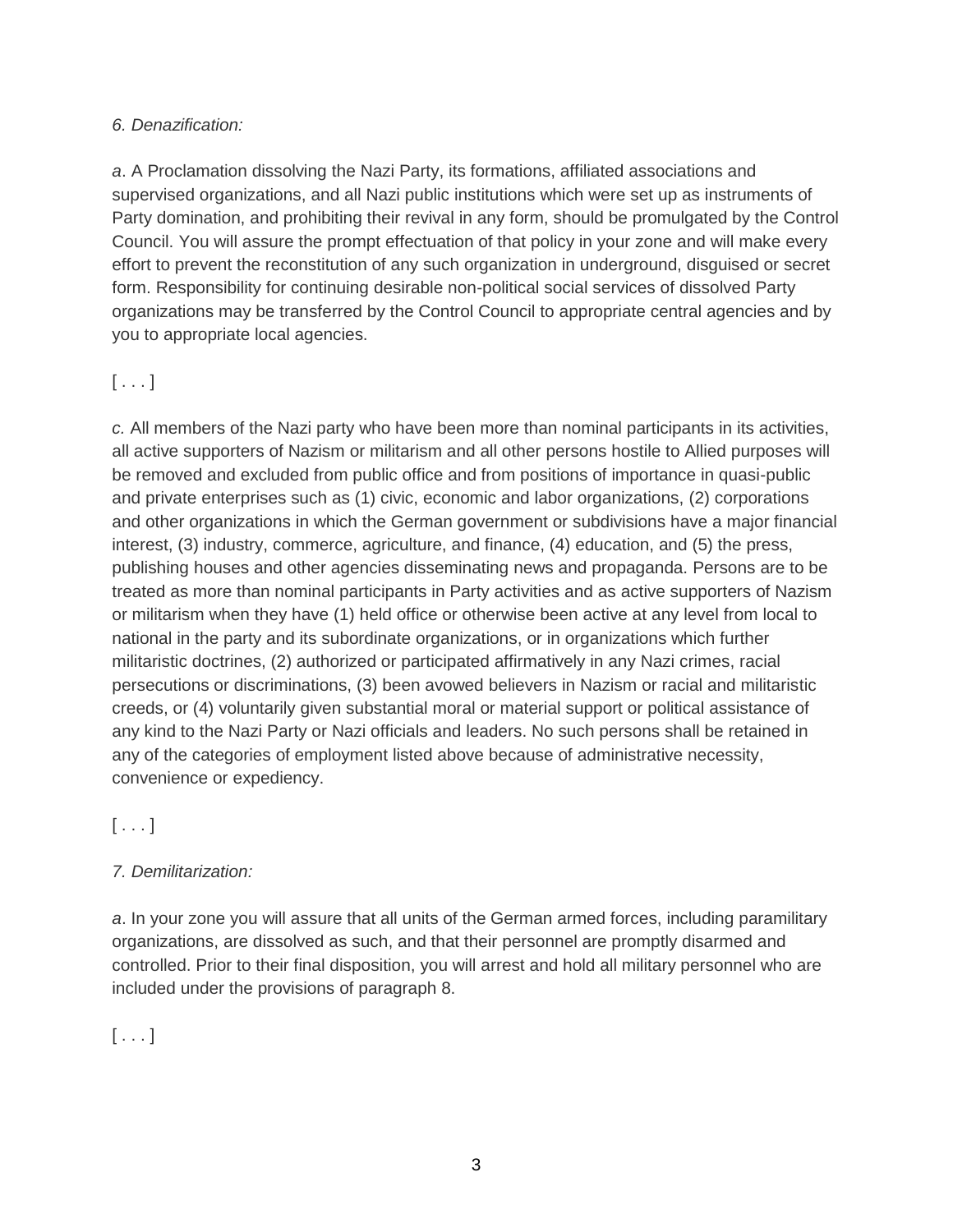*6. Denazification:*

*a*. A Proclamation dissolving the Nazi Party, its formations, affiliated associations and supervised organizations, and all Nazi public institutions which were set up as instruments of Party domination, and prohibiting their revival in any form, should be promulgated by the Control Council. You will assure the prompt effectuation of that policy in your zone and will make every effort to prevent the reconstitution of any such organization in underground, disguised or secret form. Responsibility for continuing desirable non-political social services of dissolved Party organizations may be transferred by the Control Council to appropriate central agencies and by you to appropriate local agencies.

[ . . . ]

*c.* All members of the Nazi party who have been more than nominal participants in its activities, all active supporters of Nazism or militarism and all other persons hostile to Allied purposes will be removed and excluded from public office and from positions of importance in quasi-public and private enterprises such as (1) civic, economic and labor organizations, (2) corporations and other organizations in which the German government or subdivisions have a major financial interest, (3) industry, commerce, agriculture, and finance, (4) education, and (5) the press, publishing houses and other agencies disseminating news and propaganda. Persons are to be treated as more than nominal participants in Party activities and as active supporters of Nazism or militarism when they have (1) held office or otherwise been active at any level from local to national in the party and its subordinate organizations, or in organizations which further militaristic doctrines, (2) authorized or participated affirmatively in any Nazi crimes, racial persecutions or discriminations, (3) been avowed believers in Nazism or racial and militaristic creeds, or (4) voluntarily given substantial moral or material support or political assistance of any kind to the Nazi Party or Nazi officials and leaders. No such persons shall be retained in any of the categories of employment listed above because of administrative necessity, convenience or expediency.

[ . . . ]

*7. Demilitarization:*

*a*. In your zone you will assure that all units of the German armed forces, including paramilitary organizations, are dissolved as such, and that their personnel are promptly disarmed and controlled. Prior to their final disposition, you will arrest and hold all military personnel who are included under the provisions of paragraph 8.

[ . . . ]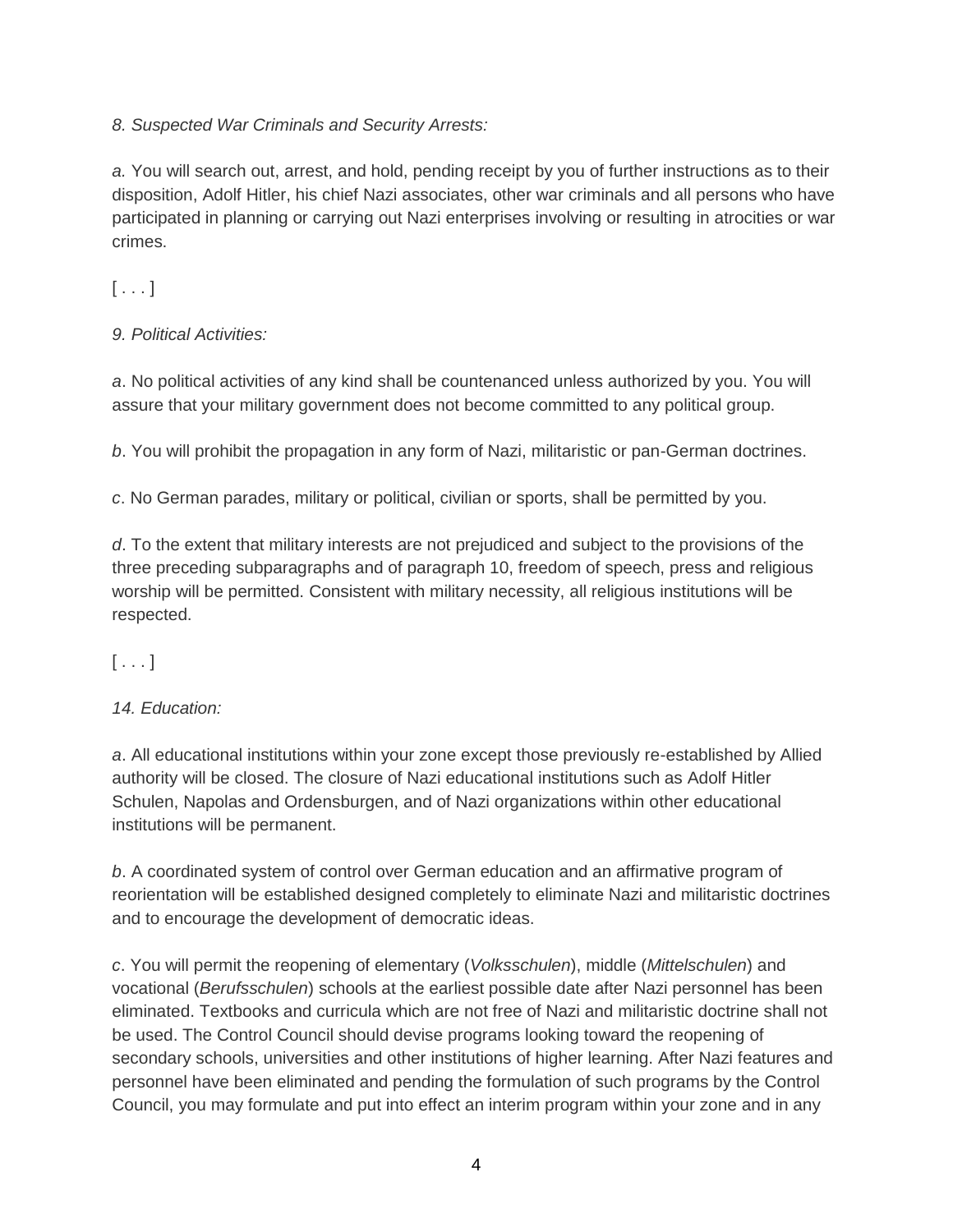*8. Suspected War Criminals and Security Arrests:*

*a.* You will search out, arrest, and hold, pending receipt by you of further instructions as to their disposition, Adolf Hitler, his chief Nazi associates, other war criminals and all persons who have participated in planning or carrying out Nazi enterprises involving or resulting in atrocities or war crimes.

[ . . . ]

*9. Political Activities:*

*a*. No political activities of any kind shall be countenanced unless authorized by you. You will assure that your military government does not become committed to any political group.

*b*. You will prohibit the propagation in any form of Nazi, militaristic or pan-German doctrines.

*c*. No German parades, military or political, civilian or sports, shall be permitted by you.

*d*. To the extent that military interests are not prejudiced and subject to the provisions of the three preceding subparagraphs and of paragraph 10, freedom of speech, press and religious worship will be permitted. Consistent with military necessity, all religious institutions will be respected.

[ . . . ]

*14. Education:*

*a*. All educational institutions within your zone except those previously re-established by Allied authority will be closed. The closure of Nazi educational institutions such as Adolf Hitler Schulen, Napolas and Ordensburgen, and of Nazi organizations within other educational institutions will be permanent.

*b*. A coordinated system of control over German education and an affirmative program of reorientation will be established designed completely to eliminate Nazi and militaristic doctrines and to encourage the development of democratic ideas.

*c*. You will permit the reopening of elementary (*Volksschulen*), middle (*Mittelschulen*) and vocational (*Berufsschulen*) schools at the earliest possible date after Nazi personnel has been eliminated. Textbooks and curricula which are not free of Nazi and militaristic doctrine shall not be used. The Control Council should devise programs looking toward the reopening of secondary schools, universities and other institutions of higher learning. After Nazi features and personnel have been eliminated and pending the formulation of such programs by the Control Council, you may formulate and put into effect an interim program within your zone and in any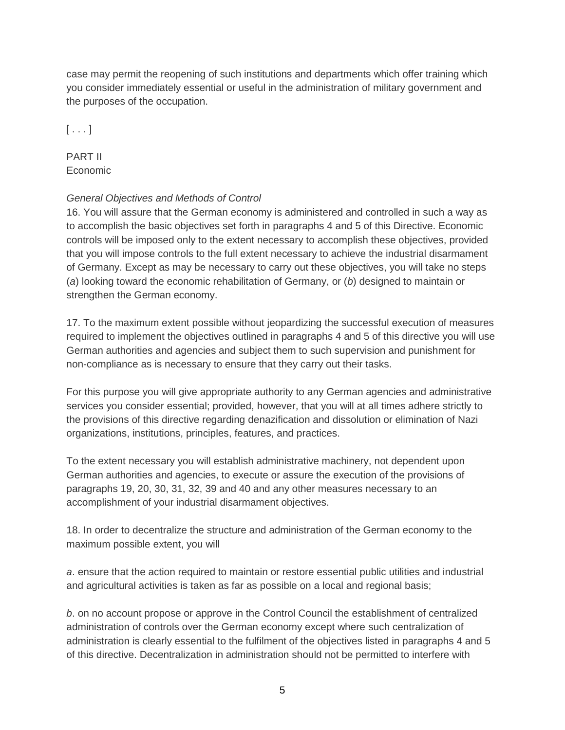case may permit the reopening of such institutions and departments which offer training which you consider immediately essential or useful in the administration of military government and the purposes of the occupation.

[ . . . ]

PART II
Economic

*General Objectives and Methods of Control*

16. You will assure that the German economy is administered and controlled in such a way as to accomplish the basic objectives set forth in paragraphs 4 and 5 of this Directive. Economic controls will be imposed only to the extent necessary to accomplish these objectives, provided that you will impose controls to the full extent necessary to achieve the industrial disarmament of Germany. Except as may be necessary to carry out these objectives, you will take no steps (*a*) looking toward the economic rehabilitation of Germany, or (*b*) designed to maintain or strengthen the German economy.

17. To the maximum extent possible without jeopardizing the successful execution of measures required to implement the objectives outlined in paragraphs 4 and 5 of this directive you will use German authorities and agencies and subject them to such supervision and punishment for non-compliance as is necessary to ensure that they carry out their tasks.

For this purpose you will give appropriate authority to any German agencies and administrative services you consider essential; provided, however, that you will at all times adhere strictly to the provisions of this directive regarding denazification and dissolution or elimination of Nazi organizations, institutions, principles, features, and practices.

To the extent necessary you will establish administrative machinery, not dependent upon German authorities and agencies, to execute or assure the execution of the provisions of paragraphs 19, 20, 30, 31, 32, 39 and 40 and any other measures necessary to an accomplishment of your industrial disarmament objectives.

18. In order to decentralize the structure and administration of the German economy to the maximum possible extent, you will

*a*. ensure that the action required to maintain or restore essential public utilities and industrial and agricultural activities is taken as far as possible on a local and regional basis;

*b*. on no account propose or approve in the Control Council the establishment of centralized administration of controls over the German economy except where such centralization of administration is clearly essential to the fulfilment of the objectives listed in paragraphs 4 and 5 of this directive. Decentralization in administration should not be permitted to interfere with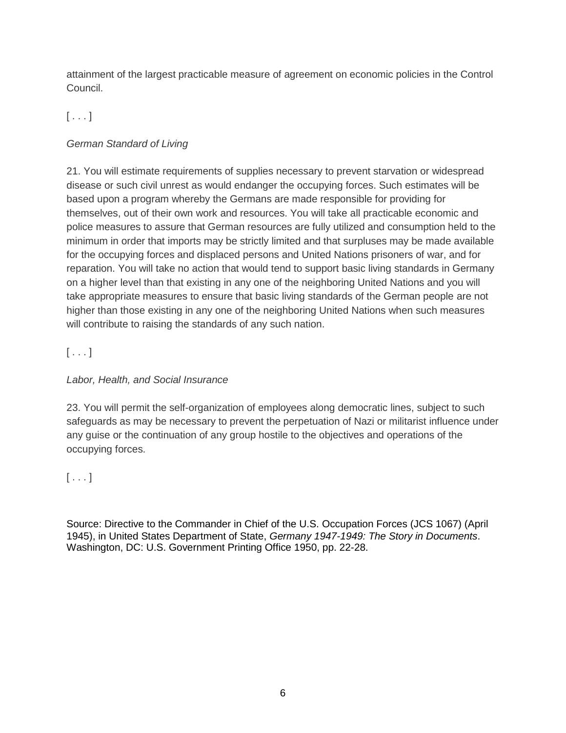attainment of the largest practicable measure of agreement on economic policies in the Control Council.

[ . . . ]

*German Standard of Living*

21. You will estimate requirements of supplies necessary to prevent starvation or widespread disease or such civil unrest as would endanger the occupying forces. Such estimates will be based upon a program whereby the Germans are made responsible for providing for themselves, out of their own work and resources. You will take all practicable economic and police measures to assure that German resources are fully utilized and consumption held to the minimum in order that imports may be strictly limited and that surpluses may be made available for the occupying forces and displaced persons and United Nations prisoners of war, and for reparation. You will take no action that would tend to support basic living standards in Germany on a higher level than that existing in any one of the neighboring United Nations and you will take appropriate measures to ensure that basic living standards of the German people are not higher than those existing in any one of the neighboring United Nations when such measures will contribute to raising the standards of any such nation.

[ . . . ]

*Labor, Health, and Social Insurance*

23. You will permit the self-organization of employees along democratic lines, subject to such safeguards as may be necessary to prevent the perpetuation of Nazi or militarist influence under any guise or the continuation of any group hostile to the objectives and operations of the occupying forces.

[ . . . ]

Source: Directive to the Commander in Chief of the U.S. Occupation Forces (JCS 1067) (April 1945), in United States Department of State, *Germany 1947-1949: The Story in Documents*. Washington, DC: U.S. Government Printing Office 1950, pp. 22-28.